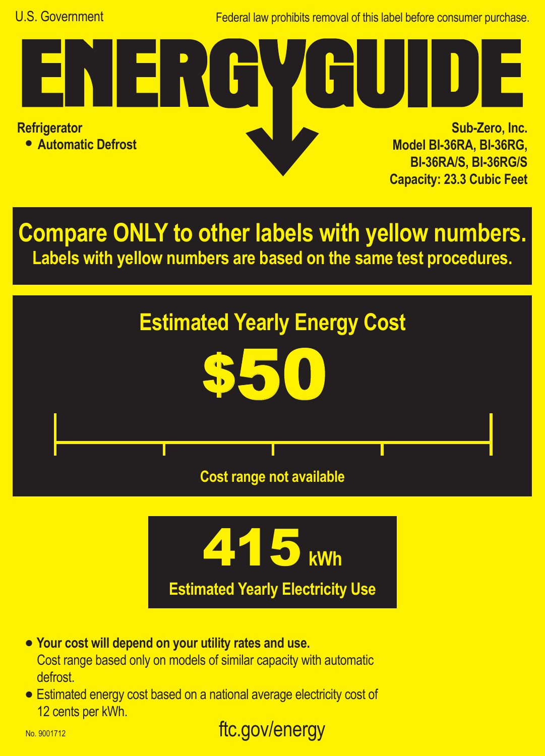U.S. Government

Federal law prohibits removal of this label before consumer purchase.

# ENERGYGUIDE

**Refrigerator**
- **Automatic Defrost**

**Sub-Zero, Inc.**
**Model BI-36RA, BI-36RG, BI-36RA/S, BI-36RG/S**
**Capacity: 23.3 Cubic Feet**

## Compare ONLY to other labels with yellow numbers.

**Labels with yellow numbers are based on the same test procedures.**

## Estimated Yearly Energy Cost

# $50

Cost range not available

# 415 kWh

**Estimated Yearly Electricity Use**

- **Your cost will depend on your utility rates and use.** Cost range based only on models of similar capacity with automatic defrost.
- Estimated energy cost based on a national average electricity cost of 12 cents per kWh.

No. 9001712

ftc.gov/energy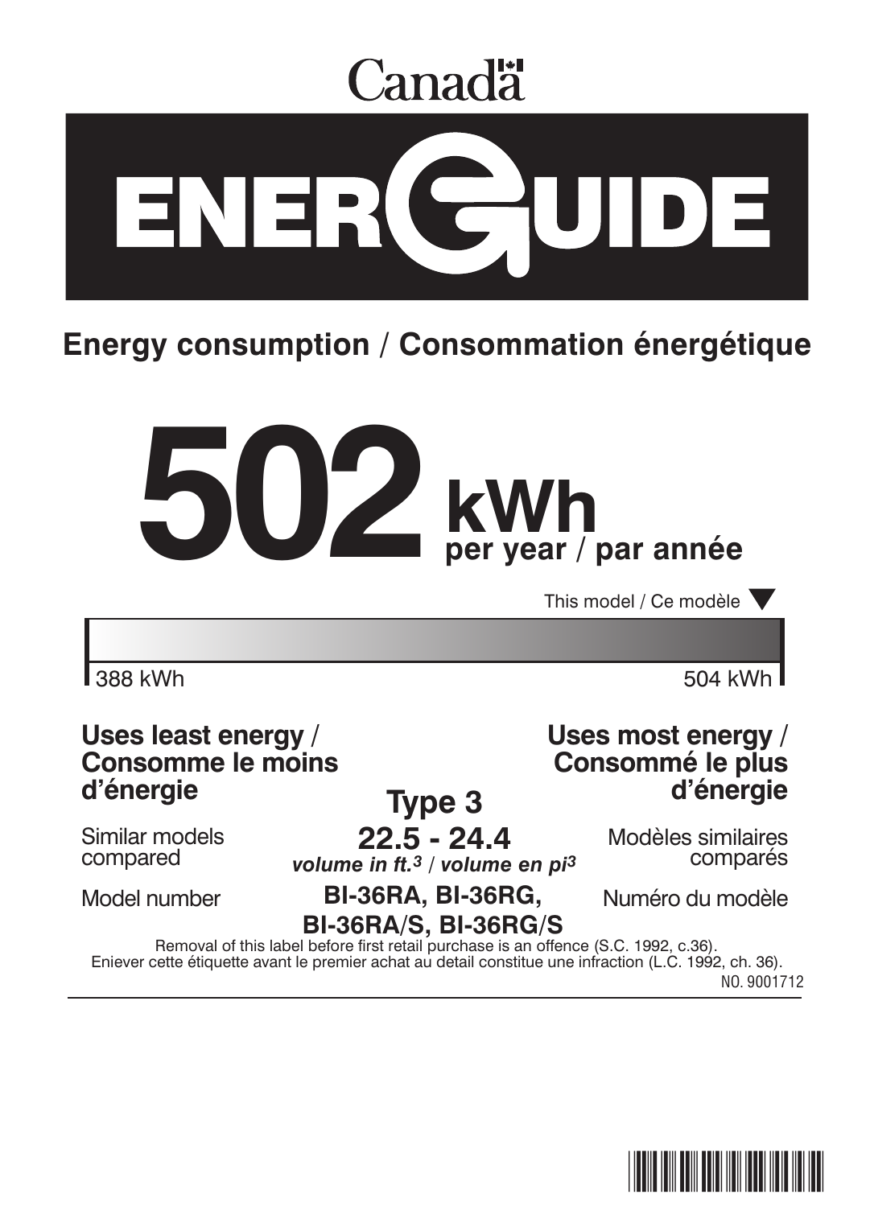Canada

# ENERGUIDE

## Energy consumption / Consommation énergétique

# 502 kWh

**per year / par année**

This model / Ce modèle ▼

388 kWh

504 kWh

**Uses least energy / Consomme le moins d'énergie**

**Uses most energy / Consommé le plus d'énergie**

**Type 3**

Similar models compared

**22.5 - 24.4**

*volume in ft.$^3$ / volume en pi$^3$*

Modèles similaires comparés

Model number

**BI-36RA, BI-36RG, BI-36RA/S, BI-36RG/S**

Numéro du modèle

Removal of this label before first retail purchase is an offence (S.C. 1992, c.36).
Eniever cette étiquette avant le premier achat au detail constitue une infraction (L.C. 1992, ch. 36).

NO. 9001712